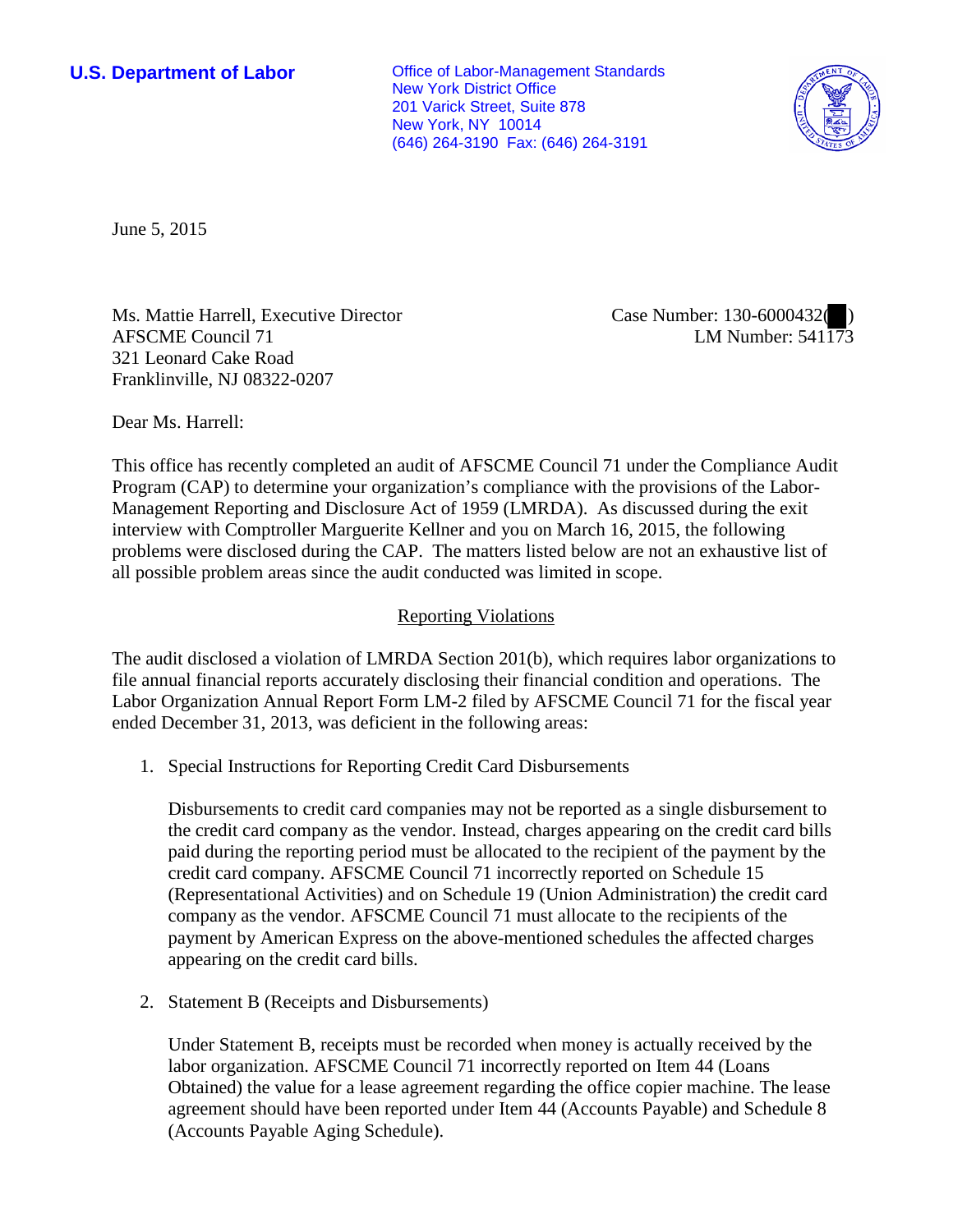**U.S. Department of Labor**

Office of Labor-Management Standards
New York District Office
201 Varick Street, Suite 878
New York, NY 10014
(646) 264-3190 Fax: (646) 264-3191

June 5, 2015

Ms. Mattie Harrell, Executive Director
AFSCME Council 71
321 Leonard Cake Road
Franklinville, NJ 08322-0207

Case Number: 130-6000432( )
LM Number: 541173

Dear Ms. Harrell:

This office has recently completed an audit of AFSCME Council 71 under the Compliance Audit Program (CAP) to determine your organization's compliance with the provisions of the Labor-Management Reporting and Disclosure Act of 1959 (LMRDA). As discussed during the exit interview with Comptroller Marguerite Kellner and you on March 16, 2015, the following problems were disclosed during the CAP. The matters listed below are not an exhaustive list of all possible problem areas since the audit conducted was limited in scope.

## Reporting Violations

The audit disclosed a violation of LMRDA Section 201(b), which requires labor organizations to file annual financial reports accurately disclosing their financial condition and operations. The Labor Organization Annual Report Form LM-2 filed by AFSCME Council 71 for the fiscal year ended December 31, 2013, was deficient in the following areas:

1. Special Instructions for Reporting Credit Card Disbursements

   Disbursements to credit card companies may not be reported as a single disbursement to the credit card company as the vendor. Instead, charges appearing on the credit card bills paid during the reporting period must be allocated to the recipient of the payment by the credit card company. AFSCME Council 71 incorrectly reported on Schedule 15 (Representational Activities) and on Schedule 19 (Union Administration) the credit card company as the vendor. AFSCME Council 71 must allocate to the recipients of the payment by American Express on the above-mentioned schedules the affected charges appearing on the credit card bills.

2. Statement B (Receipts and Disbursements)

   Under Statement B, receipts must be recorded when money is actually received by the labor organization. AFSCME Council 71 incorrectly reported on Item 44 (Loans Obtained) the value for a lease agreement regarding the office copier machine. The lease agreement should have been reported under Item 44 (Accounts Payable) and Schedule 8 (Accounts Payable Aging Schedule).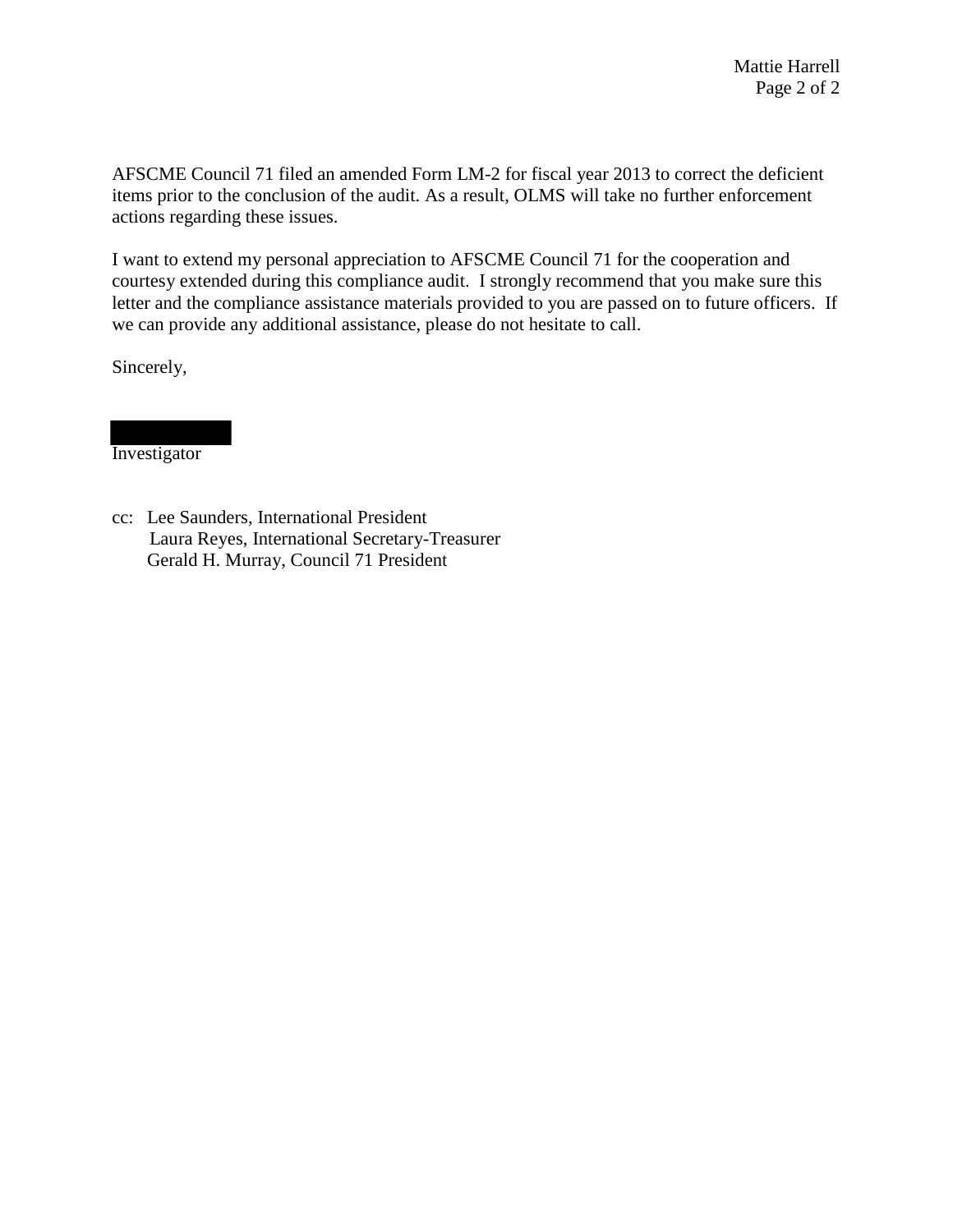AFSCME Council 71 filed an amended Form LM-2 for fiscal year 2013 to correct the deficient items prior to the conclusion of the audit. As a result, OLMS will take no further enforcement actions regarding these issues.

I want to extend my personal appreciation to AFSCME Council 71 for the cooperation and courtesy extended during this compliance audit. I strongly recommend that you make sure this letter and the compliance assistance materials provided to you are passed on to future officers. If we can provide any additional assistance, please do not hesitate to call.

Sincerely,

Investigator

cc: Lee Saunders, International President
Laura Reyes, International Secretary-Treasurer
Gerald H. Murray, Council 71 President